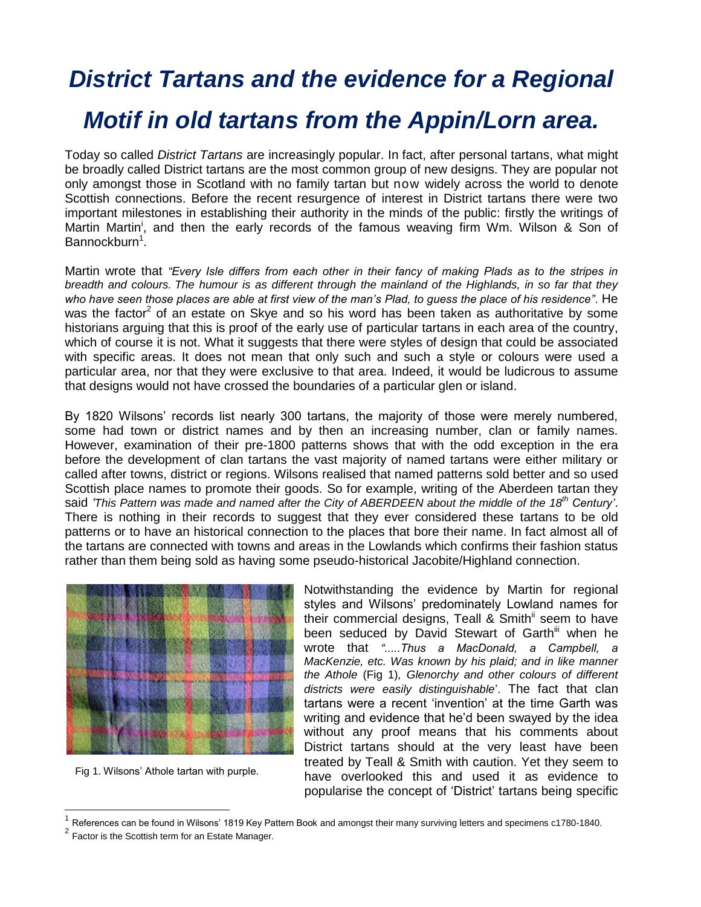# *District Tartans and the evidence for a Regional Motif in old tartans from the Appin/Lorn area.*

Today so called *District Tartans* are increasingly popular. In fact, after personal tartans, what might be broadly called District tartans are the most common group of new designs. They are popular not only amongst those in Scotland with no family tartan but now widely across the world to denote Scottish connections. Before the recent resurgence of interest in District tartans there were two important milestones in establishing their authority in the minds of the public: firstly the writings of Martin Martin[i], and then the early records of the famous weaving firm Wm. Wilson & Son of Bannockburn[1].

Martin wrote that *"Every Isle differs from each other in their fancy of making Plads as to the stripes in breadth and colours. The humour is as different through the mainland of the Highlands, in so far that they who have seen those places are able at first view of the man's Plad, to guess the place of his residence"*. He was the factor[2] of an estate on Skye and so his word has been taken as authoritative by some historians arguing that this is proof of the early use of particular tartans in each area of the country, which of course it is not. What it suggests that there were styles of design that could be associated with specific areas. It does not mean that only such and such a style or colours were used a particular area, nor that they were exclusive to that area. Indeed, it would be ludicrous to assume that designs would not have crossed the boundaries of a particular glen or island.

By 1820 Wilsons' records list nearly 300 tartans, the majority of those were merely numbered, some had town or district names and by then an increasing number, clan or family names. However, examination of their pre-1800 patterns shows that with the odd exception in the era before the development of clan tartans the vast majority of named tartans were either military or called after towns, district or regions. Wilsons realised that named patterns sold better and so used Scottish place names to promote their goods. So for example, writing of the Aberdeen tartan they said *'This Pattern was made and named after the City of ABERDEEN about the middle of the 18th Century'*. There is nothing in their records to suggest that they ever considered these tartans to be old patterns or to have an historical connection to the places that bore their name. In fact almost all of the tartans are connected with towns and areas in the Lowlands which confirms their fashion status rather than them being sold as having some pseudo-historical Jacobite/Highland connection.

Fig 1. Wilsons' Athole tartan with purple.

Notwithstanding the evidence by Martin for regional styles and Wilsons' predominately Lowland names for their commercial designs, Teall & Smith[ii] seem to have been seduced by David Stewart of Garth[iii] when he wrote that *".....Thus a MacDonald, a Campbell, a MacKenzie, etc. Was known by his plaid; and in like manner the Athole* (Fig 1)*, Glenorchy and other colours of different districts were easily distinguishable*'. The fact that clan tartans were a recent 'invention' at the time Garth was writing and evidence that he'd been swayed by the idea without any proof means that his comments about District tartans should at the very least have been treated by Teall & Smith with caution. Yet they seem to have overlooked this and used it as evidence to popularise the concept of 'District' tartans being specific

---

[1] References can be found in Wilsons' 1819 Key Pattern Book and amongst their many surviving letters and specimens c1780-1840.

[2] Factor is the Scottish term for an Estate Manager.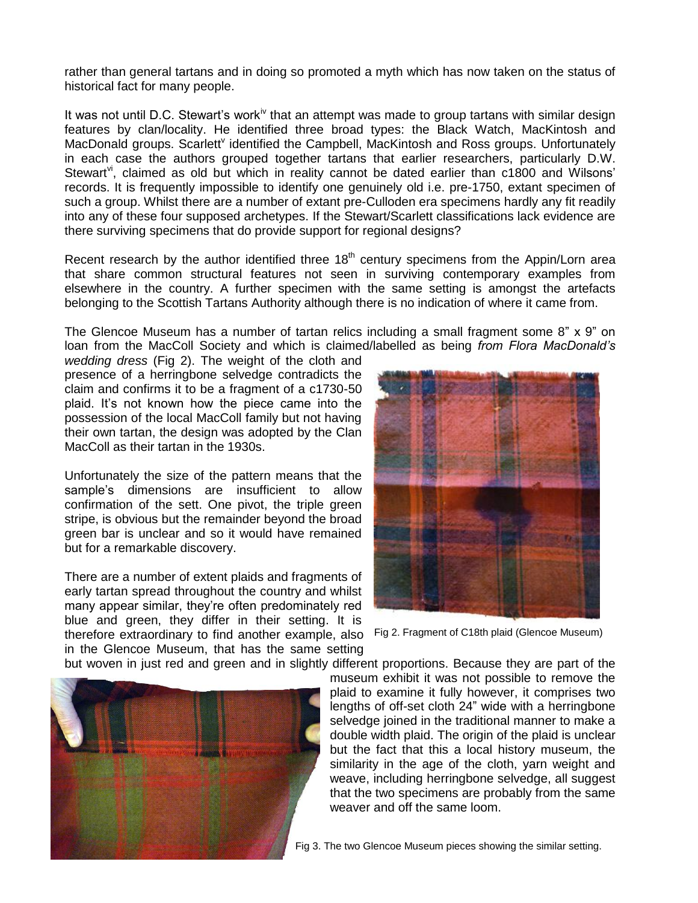rather than general tartans and in doing so promoted a myth which has now taken on the status of historical fact for many people.

It was not until D.C. Stewart's work[iv] that an attempt was made to group tartans with similar design features by clan/locality. He identified three broad types: the Black Watch, MacKintosh and MacDonald groups. Scarlett[v] identified the Campbell, MacKintosh and Ross groups. Unfortunately in each case the authors grouped together tartans that earlier researchers, particularly D.W. Stewart[vi], claimed as old but which in reality cannot be dated earlier than c1800 and Wilsons' records. It is frequently impossible to identify one genuinely old i.e. pre-1750, extant specimen of such a group. Whilst there are a number of extant pre-Culloden era specimens hardly any fit readily into any of these four supposed archetypes. If the Stewart/Scarlett classifications lack evidence are there surviving specimens that do provide support for regional designs?

Recent research by the author identified three 18th century specimens from the Appin/Lorn area that share common structural features not seen in surviving contemporary examples from elsewhere in the country. A further specimen with the same setting is amongst the artefacts belonging to the Scottish Tartans Authority although there is no indication of where it came from.

The Glencoe Museum has a number of tartan relics including a small fragment some 8" x 9" on loan from the MacColl Society and which is claimed/labelled as being *from Flora MacDonald's wedding dress* (Fig 2). The weight of the cloth and presence of a herringbone selvedge contradicts the claim and confirms it to be a fragment of a c1730-50 plaid. It's not known how the piece came into the possession of the local MacColl family but not having their own tartan, the design was adopted by the Clan MacColl as their tartan in the 1930s.

Fig 2. Fragment of C18th plaid (Glencoe Museum)

Unfortunately the size of the pattern means that the sample's dimensions are insufficient to allow confirmation of the sett. One pivot, the triple green stripe, is obvious but the remainder beyond the broad green bar is unclear and so it would have remained but for a remarkable discovery.

There are a number of extent plaids and fragments of early tartan spread throughout the country and whilst many appear similar, they're often predominately red blue and green, they differ in their setting. It is therefore extraordinary to find another example, also in the Glencoe Museum, that has the same setting but woven in just red and green and in slightly different proportions. Because they are part of the museum exhibit it was not possible to remove the plaid to examine it fully however, it comprises two lengths of off-set cloth 24" wide with a herringbone selvedge joined in the traditional manner to make a double width plaid. The origin of the plaid is unclear but the fact that this a local history museum, the similarity in the age of the cloth, yarn weight and weave, including herringbone selvedge, all suggest that the two specimens are probably from the same weaver and off the same loom.

Fig 3. The two Glencoe Museum pieces showing the similar setting.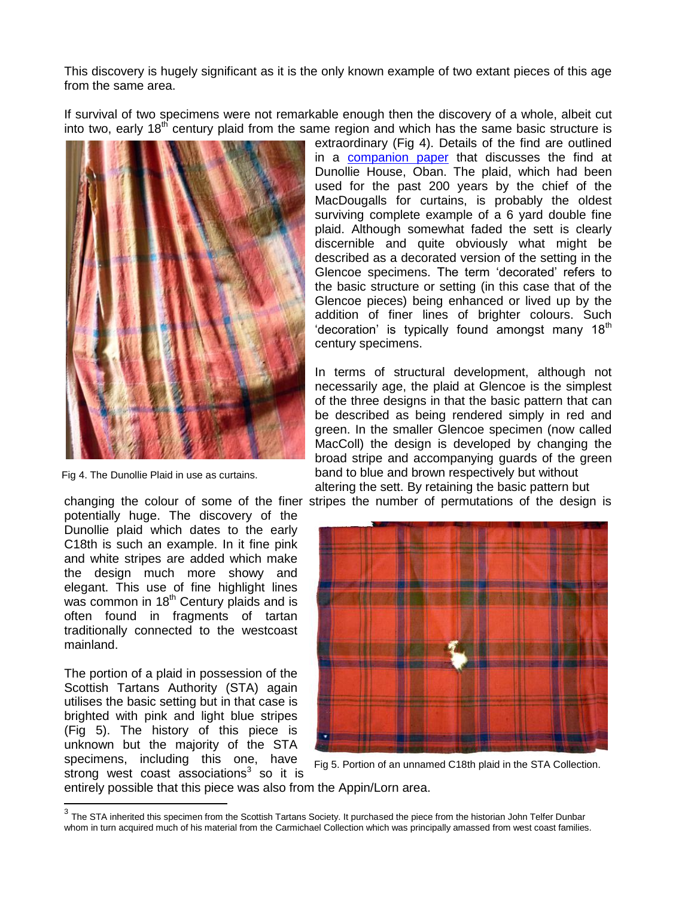This discovery is hugely significant as it is the only known example of two extant pieces of this age from the same area.

If survival of two specimens were not remarkable enough then the discovery of a whole, albeit cut into two, early 18th century plaid from the same region and which has the same basic structure is extraordinary (Fig 4). Details of the find are outlined in a companion paper that discusses the find at Dunollie House, Oban. The plaid, which had been used for the past 200 years by the chief of the MacDougalls for curtains, is probably the oldest surviving complete example of a 6 yard double fine plaid. Although somewhat faded the sett is clearly discernible and quite obviously what might be described as a decorated version of the setting in the Glencoe specimens. The term 'decorated' refers to the basic structure or setting (in this case that of the Glencoe pieces) being enhanced or lived up by the addition of finer lines of brighter colours. Such 'decoration' is typically found amongst many 18th century specimens.

Fig 4. The Dunollie Plaid in use as curtains.

In terms of structural development, although not necessarily age, the plaid at Glencoe is the simplest of the three designs in that the basic pattern that can be described as being rendered simply in red and green. In the smaller Glencoe specimen (now called MacColl) the design is developed by changing the broad stripe and accompanying guards of the green band to blue and brown respectively but without altering the sett. By retaining the basic pattern but changing the colour of some of the finer stripes the number of permutations of the design is potentially huge. The discovery of the Dunollie plaid which dates to the early C18th is such an example. In it fine pink and white stripes are added which make the design much more showy and elegant. This use of fine highlight lines was common in 18th Century plaids and is often found in fragments of tartan traditionally connected to the westcoast mainland.

The portion of a plaid in possession of the Scottish Tartans Authority (STA) again utilises the basic setting but in that case is brighted with pink and light blue stripes (Fig 5). The history of this piece is unknown but the majority of the STA specimens, including this one, have strong west coast associations[3] so it is entirely possible that this piece was also from the Appin/Lorn area.

Fig 5. Portion of an unnamed C18th plaid in the STA Collection.

[3] The STA inherited this specimen from the Scottish Tartans Society. It purchased the piece from the historian John Telfer Dunbar whom in turn acquired much of his material from the Carmichael Collection which was principally amassed from west coast families.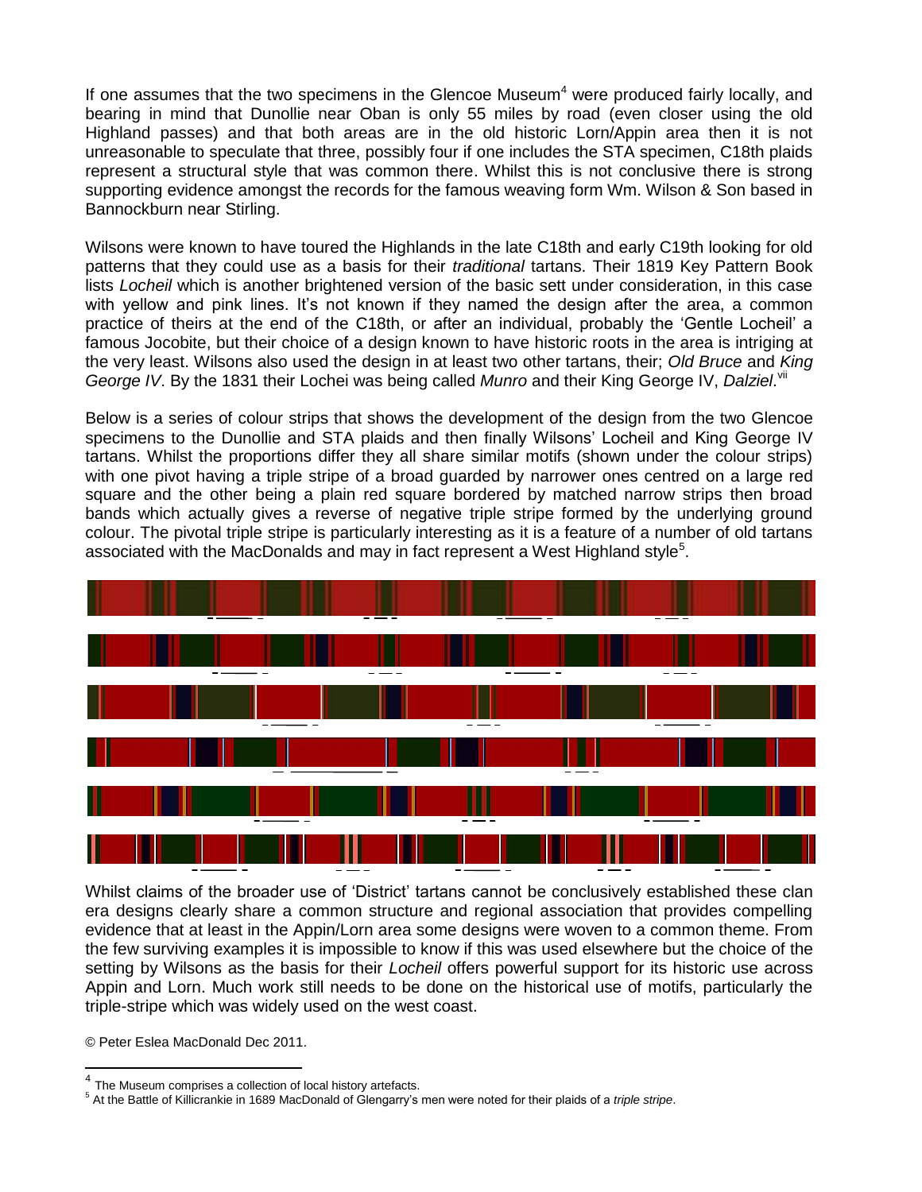If one assumes that the two specimens in the Glencoe Museum[4] were produced fairly locally, and bearing in mind that Dunollie near Oban is only 55 miles by road (even closer using the old Highland passes) and that both areas are in the old historic Lorn/Appin area then it is not unreasonable to speculate that three, possibly four if one includes the STA specimen, C18th plaids represent a structural style that was common there. Whilst this is not conclusive there is strong supporting evidence amongst the records for the famous weaving form Wm. Wilson & Son based in Bannockburn near Stirling.

Wilsons were known to have toured the Highlands in the late C18th and early C19th looking for old patterns that they could use as a basis for their *traditional* tartans. Their 1819 Key Pattern Book lists *Locheil* which is another brightened version of the basic sett under consideration, in this case with yellow and pink lines. It's not known if they named the design after the area, a common practice of theirs at the end of the C18th, or after an individual, probably the 'Gentle Locheil' a famous Jocobite, but their choice of a design known to have historic roots in the area is intriging at the very least. Wilsons also used the design in at least two other tartans, their; *Old Bruce* and *King George IV*. By the 1831 their Lochei was being called *Munro* and their King George IV, *Dalziel*.[vii]

Below is a series of colour strips that shows the development of the design from the two Glencoe specimens to the Dunollie and STA plaids and then finally Wilsons' Locheil and King George IV tartans. Whilst the proportions differ they all share similar motifs (shown under the colour strips) with one pivot having a triple stripe of a broad guarded by narrower ones centred on a large red square and the other being a plain red square bordered by matched narrow strips then broad bands which actually gives a reverse of negative triple stripe formed by the underlying ground colour. The pivotal triple stripe is particularly interesting as it is a feature of a number of old tartans associated with the MacDonalds and may in fact represent a West Highland style[5].

Whilst claims of the broader use of 'District' tartans cannot be conclusively established these clan era designs clearly share a common structure and regional association that provides compelling evidence that at least in the Appin/Lorn area some designs were woven to a common theme. From the few surviving examples it is impossible to know if this was used elsewhere but the choice of the setting by Wilsons as the basis for their *Locheil* offers powerful support for its historic use across Appin and Lorn. Much work still needs to be done on the historical use of motifs, particularly the triple-stripe which was widely used on the west coast.

© Peter Eslea MacDonald Dec 2011.

---

[4] The Museum comprises a collection of local history artefacts.

[5] At the Battle of Killicrankie in 1689 MacDonald of Glengarry's men were noted for their plaids of a *triple stripe*.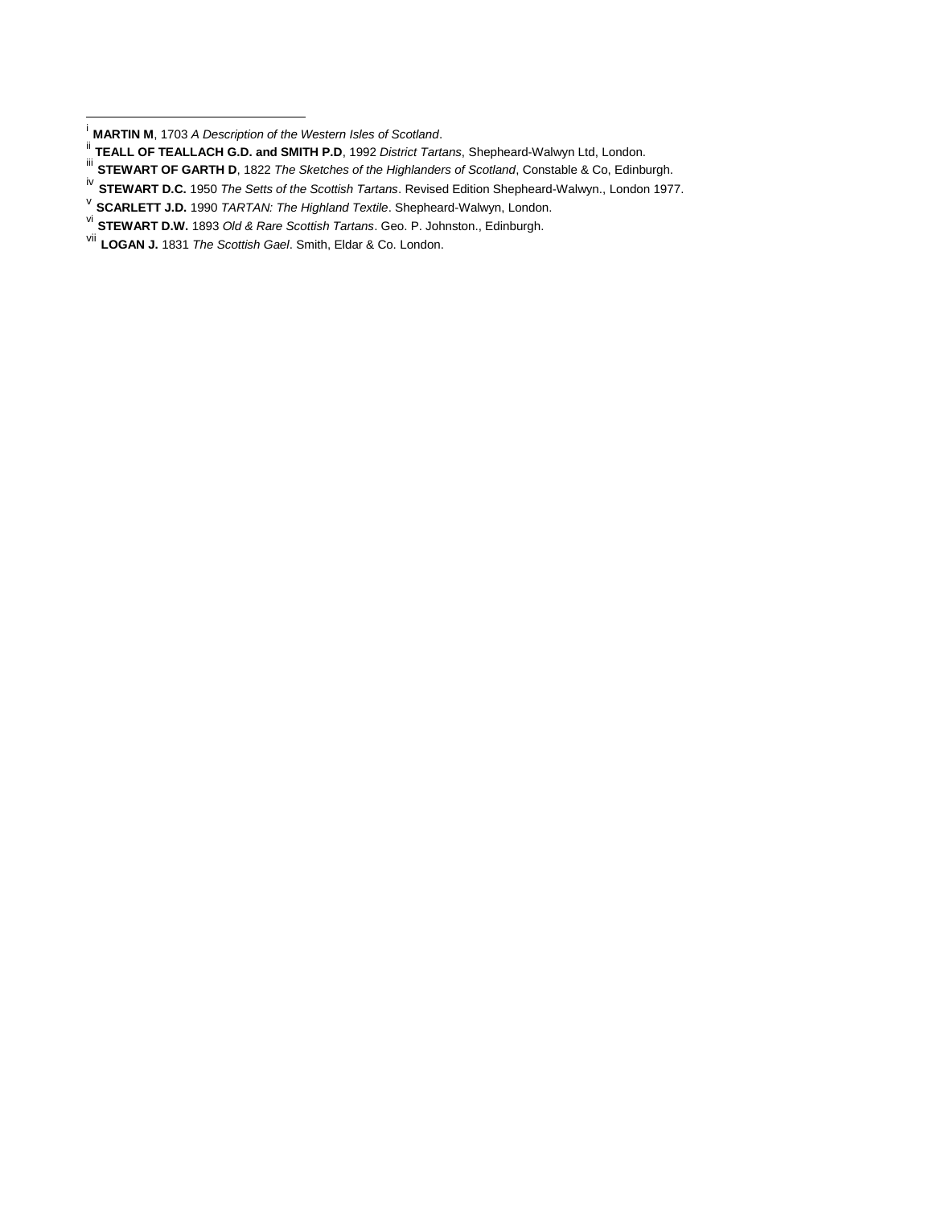[i] **MARTIN M**, 1703 *A Description of the Western Isles of Scotland*.

[ii] **TEALL OF TEALLACH G.D. and SMITH P.D**, 1992 *District Tartans*, Shepheard-Walwyn Ltd, London.

[iii] **STEWART OF GARTH D**, 1822 *The Sketches of the Highlanders of Scotland*, Constable & Co, Edinburgh.

[iv] **STEWART D.C.** 1950 *The Setts of the Scottish Tartans*. Revised Edition Shepheard-Walwyn., London 1977.

[v] **SCARLETT J.D.** 1990 *TARTAN: The Highland Textile*. Shepheard-Walwyn, London.

[vi] **STEWART D.W.** 1893 *Old & Rare Scottish Tartans*. Geo. P. Johnston., Edinburgh.

[vii] **LOGAN J.** 1831 *The Scottish Gael*. Smith, Eldar & Co. London.